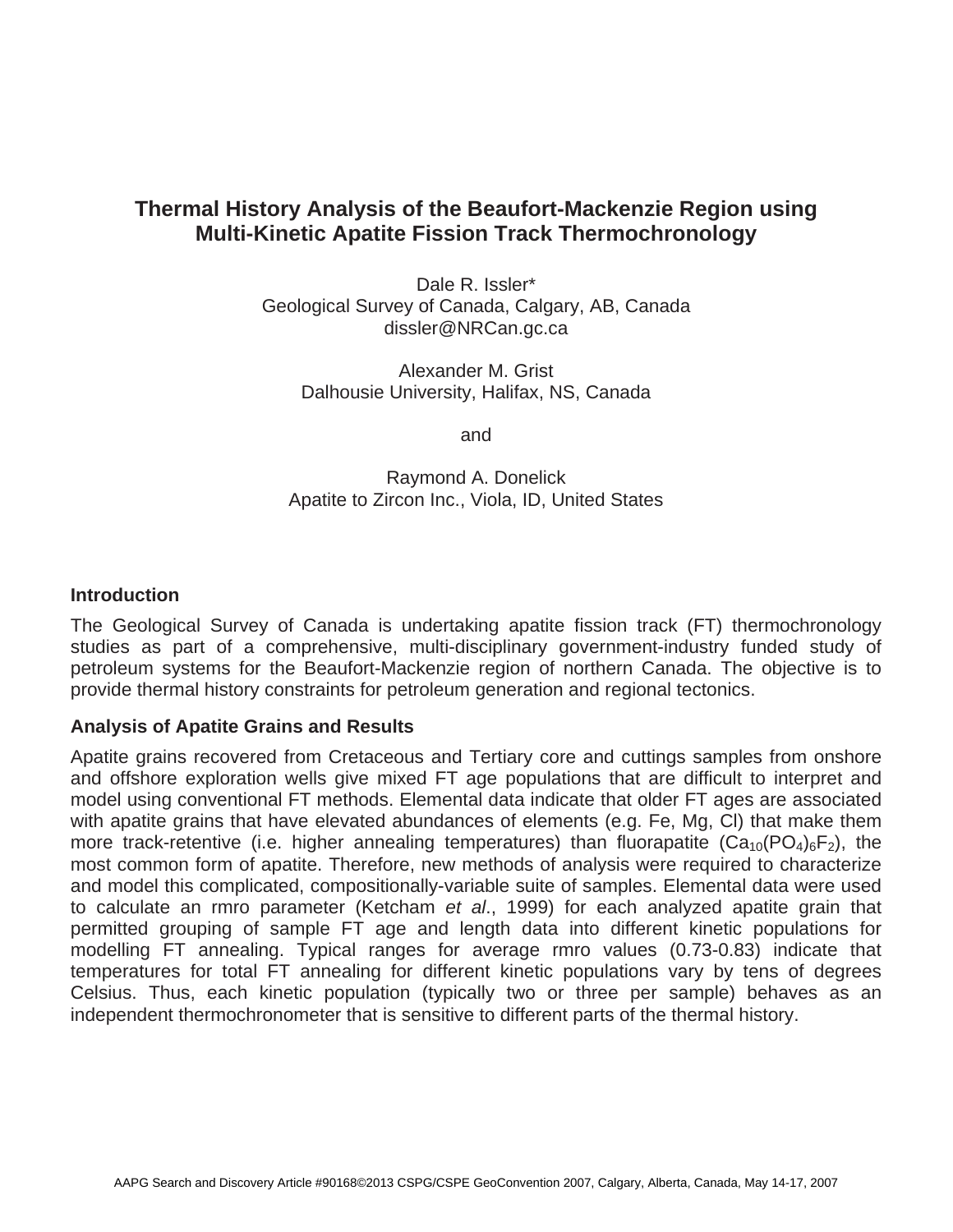# Thermal History Analysis of the Beaufort-Mackenzie Region using Multi-Kinetic Apatite Fission Track Thermochronology

Dale R. Issler*
Geological Survey of Canada, Calgary, AB, Canada
dissler@NRCan.gc.ca

Alexander M. Grist
Dalhousie University, Halifax, NS, Canada

and

Raymond A. Donelick
Apatite to Zircon Inc., Viola, ID, United States

## Introduction

The Geological Survey of Canada is undertaking apatite fission track (FT) thermochronology studies as part of a comprehensive, multi-disciplinary government-industry funded study of petroleum systems for the Beaufort-Mackenzie region of northern Canada. The objective is to provide thermal history constraints for petroleum generation and regional tectonics.

## Analysis of Apatite Grains and Results

Apatite grains recovered from Cretaceous and Tertiary core and cuttings samples from onshore and offshore exploration wells give mixed FT age populations that are difficult to interpret and model using conventional FT methods. Elemental data indicate that older FT ages are associated with apatite grains that have elevated abundances of elements (e.g. Fe, Mg, Cl) that make them more track-retentive (i.e. higher annealing temperatures) than fluorapatite ($Ca_{10}(PO_4)_6F_2$), the most common form of apatite. Therefore, new methods of analysis were required to characterize and model this complicated, compositionally-variable suite of samples. Elemental data were used to calculate an rmro parameter (Ketcham *et al*., 1999) for each analyzed apatite grain that permitted grouping of sample FT age and length data into different kinetic populations for modelling FT annealing. Typical ranges for average rmro values (0.73-0.83) indicate that temperatures for total FT annealing for different kinetic populations vary by tens of degrees Celsius. Thus, each kinetic population (typically two or three per sample) behaves as an independent thermochronometer that is sensitive to different parts of the thermal history.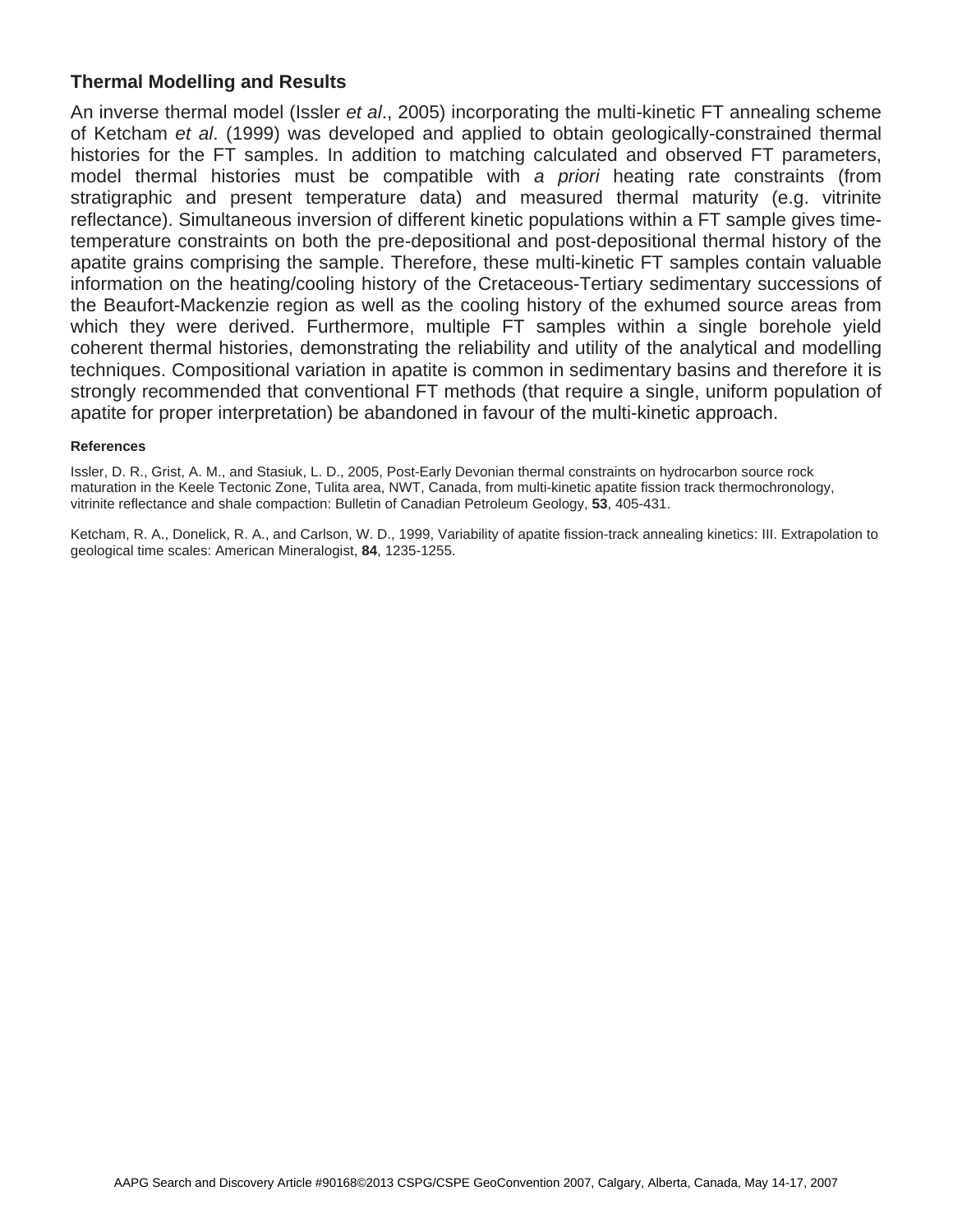## Thermal Modelling and Results

An inverse thermal model (Issler *et al*., 2005) incorporating the multi-kinetic FT annealing scheme of Ketcham *et al*. (1999) was developed and applied to obtain geologically-constrained thermal histories for the FT samples. In addition to matching calculated and observed FT parameters, model thermal histories must be compatible with *a priori* heating rate constraints (from stratigraphic and present temperature data) and measured thermal maturity (e.g. vitrinite reflectance). Simultaneous inversion of different kinetic populations within a FT sample gives time-temperature constraints on both the pre-depositional and post-depositional thermal history of the apatite grains comprising the sample. Therefore, these multi-kinetic FT samples contain valuable information on the heating/cooling history of the Cretaceous-Tertiary sedimentary successions of the Beaufort-Mackenzie region as well as the cooling history of the exhumed source areas from which they were derived. Furthermore, multiple FT samples within a single borehole yield coherent thermal histories, demonstrating the reliability and utility of the analytical and modelling techniques. Compositional variation in apatite is common in sedimentary basins and therefore it is strongly recommended that conventional FT methods (that require a single, uniform population of apatite for proper interpretation) be abandoned in favour of the multi-kinetic approach.

#### References

Issler, D. R., Grist, A. M., and Stasiuk, L. D., 2005, Post-Early Devonian thermal constraints on hydrocarbon source rock maturation in the Keele Tectonic Zone, Tulita area, NWT, Canada, from multi-kinetic apatite fission track thermochronology, vitrinite reflectance and shale compaction: Bulletin of Canadian Petroleum Geology, **53**, 405-431.

Ketcham, R. A., Donelick, R. A., and Carlson, W. D., 1999, Variability of apatite fission-track annealing kinetics: III. Extrapolation to geological time scales: American Mineralogist, **84**, 1235-1255.